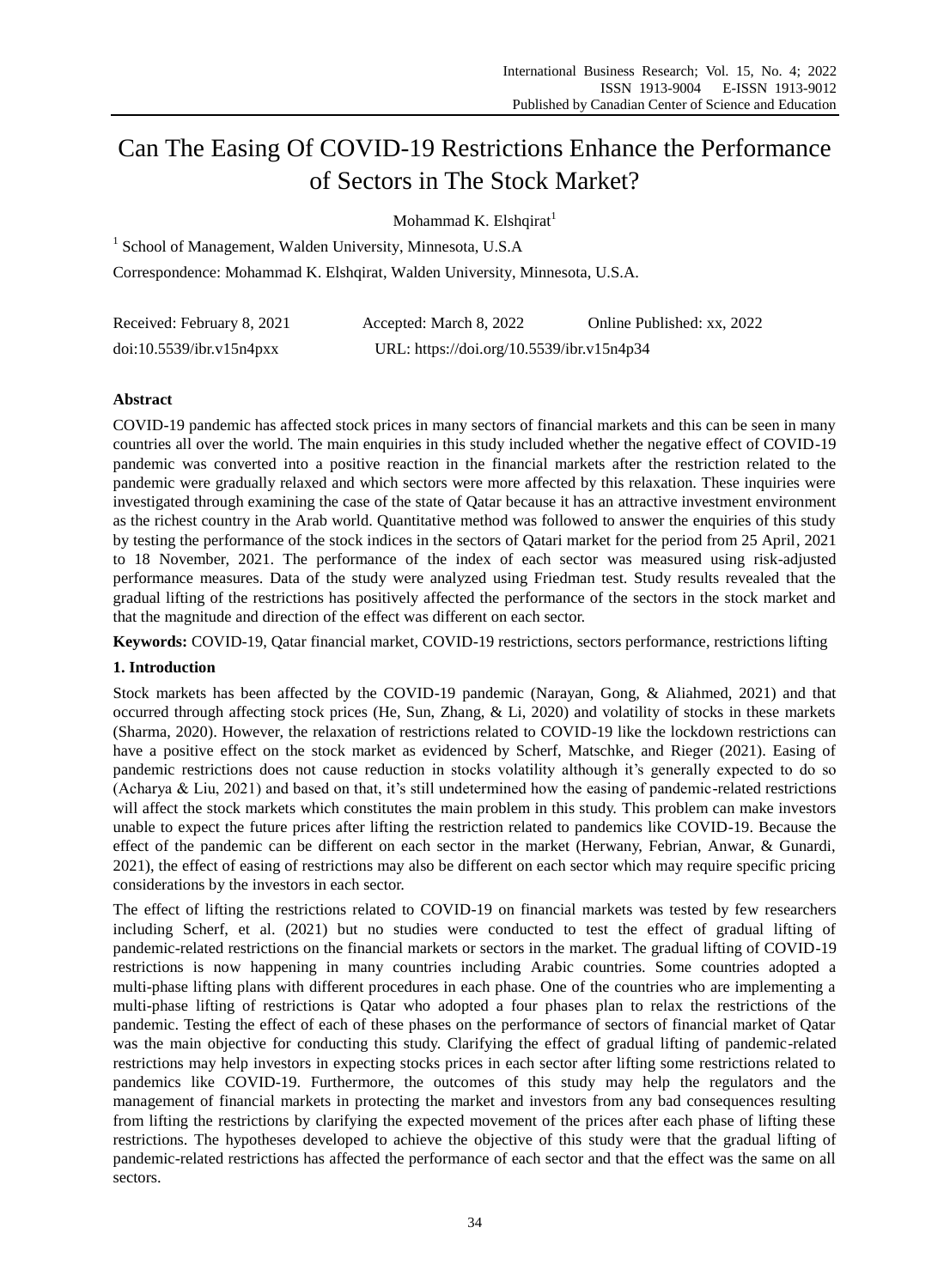# Can The Easing Of COVID-19 Restrictions Enhance the Performance of Sectors in The Stock Market?

Mohammad K. Elshqirat[1]

[1] School of Management, Walden University, Minnesota, U.S.A

Correspondence: Mohammad K. Elshqirat, Walden University, Minnesota, U.S.A.

Received: February 8, 2021 Accepted: March 8, 2022 Online Published: xx, 2022

doi:10.5539/ibr.v15n4pxx URL: https://doi.org/10.5539/ibr.v15n4p34

## Abstract

COVID-19 pandemic has affected stock prices in many sectors of financial markets and this can be seen in many countries all over the world. The main enquiries in this study included whether the negative effect of COVID-19 pandemic was converted into a positive reaction in the financial markets after the restriction related to the pandemic were gradually relaxed and which sectors were more affected by this relaxation. These inquiries were investigated through examining the case of the state of Qatar because it has an attractive investment environment as the richest country in the Arab world. Quantitative method was followed to answer the enquiries of this study by testing the performance of the stock indices in the sectors of Qatari market for the period from 25 April, 2021 to 18 November, 2021. The performance of the index of each sector was measured using risk-adjusted performance measures. Data of the study were analyzed using Friedman test. Study results revealed that the gradual lifting of the restrictions has positively affected the performance of the sectors in the stock market and that the magnitude and direction of the effect was different on each sector.

**Keywords:** COVID-19, Qatar financial market, COVID-19 restrictions, sectors performance, restrictions lifting

## 1. Introduction

Stock markets has been affected by the COVID-19 pandemic (Narayan, Gong, & Aliahmed, 2021) and that occurred through affecting stock prices (He, Sun, Zhang, & Li, 2020) and volatility of stocks in these markets (Sharma, 2020). However, the relaxation of restrictions related to COVID-19 like the lockdown restrictions can have a positive effect on the stock market as evidenced by Scherf, Matschke, and Rieger (2021). Easing of pandemic restrictions does not cause reduction in stocks volatility although it's generally expected to do so (Acharya & Liu, 2021) and based on that, it's still undetermined how the easing of pandemic-related restrictions will affect the stock markets which constitutes the main problem in this study. This problem can make investors unable to expect the future prices after lifting the restriction related to pandemics like COVID-19. Because the effect of the pandemic can be different on each sector in the market (Herwany, Febrian, Anwar, & Gunardi, 2021), the effect of easing of restrictions may also be different on each sector which may require specific pricing considerations by the investors in each sector.

The effect of lifting the restrictions related to COVID-19 on financial markets was tested by few researchers including Scherf, et al. (2021) but no studies were conducted to test the effect of gradual lifting of pandemic-related restrictions on the financial markets or sectors in the market. The gradual lifting of COVID-19 restrictions is now happening in many countries including Arabic countries. Some countries adopted a multi-phase lifting plans with different procedures in each phase. One of the countries who are implementing a multi-phase lifting of restrictions is Qatar who adopted a four phases plan to relax the restrictions of the pandemic. Testing the effect of each of these phases on the performance of sectors of financial market of Qatar was the main objective for conducting this study. Clarifying the effect of gradual lifting of pandemic-related restrictions may help investors in expecting stocks prices in each sector after lifting some restrictions related to pandemics like COVID-19. Furthermore, the outcomes of this study may help the regulators and the management of financial markets in protecting the market and investors from any bad consequences resulting from lifting the restrictions by clarifying the expected movement of the prices after each phase of lifting these restrictions. The hypotheses developed to achieve the objective of this study were that the gradual lifting of pandemic-related restrictions has affected the performance of each sector and that the effect was the same on all sectors.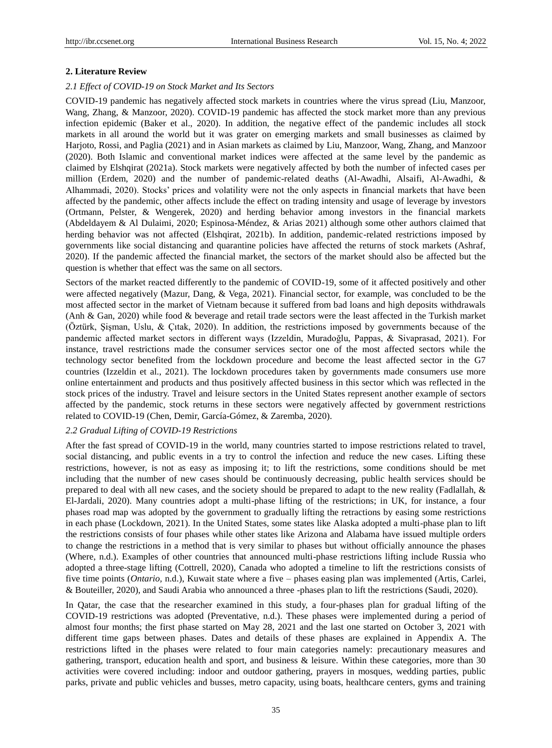## 2. Literature Review

### *2.1 Effect of COVID-19 on Stock Market and Its Sectors*

COVID-19 pandemic has negatively affected stock markets in countries where the virus spread (Liu, Manzoor, Wang, Zhang, & Manzoor, 2020). COVID-19 pandemic has affected the stock market more than any previous infection epidemic (Baker et al., 2020). In addition, the negative effect of the pandemic includes all stock markets in all around the world but it was grater on emerging markets and small businesses as claimed by Harjoto, Rossi, and Paglia (2021) and in Asian markets as claimed by Liu, Manzoor, Wang, Zhang, and Manzoor (2020). Both Islamic and conventional market indices were affected at the same level by the pandemic as claimed by Elshqirat (2021a). Stock markets were negatively affected by both the number of infected cases per million (Erdem, 2020) and the number of pandemic-related deaths (Al-Awadhi, Alsaifi, Al-Awadhi, & Alhammadi, 2020). Stocks' prices and volatility were not the only aspects in financial markets that have been affected by the pandemic, other affects include the effect on trading intensity and usage of leverage by investors (Ortmann, Pelster, & Wengerek, 2020) and herding behavior among investors in the financial markets (Abdeldayem & Al Dulaimi, 2020; Espinosa-Méndez, & Arias 2021) although some other authors claimed that herding behavior was not affected (Elshqirat, 2021b). In addition, pandemic-related restrictions imposed by governments like social distancing and quarantine policies have affected the returns of stock markets (Ashraf, 2020). If the pandemic affected the financial market, the sectors of the market should also be affected but the question is whether that effect was the same on all sectors.

Sectors of the market reacted differently to the pandemic of COVID-19, some of it affected positively and other were affected negatively (Mazur, Dang, & Vega, 2021). Financial sector, for example, was concluded to be the most affected sector in the market of Vietnam because it suffered from bad loans and high deposits withdrawals (Anh & Gan, 2020) while food & beverage and retail trade sectors were the least affected in the Turkish market (Öztürk, Şişman, Uslu, & Çıtak, 2020). In addition, the restrictions imposed by governments because of the pandemic affected market sectors in different ways (Izzeldin, Muradoğlu, Pappas, & Sivaprasad, 2021). For instance, travel restrictions made the consumer services sector one of the most affected sectors while the technology sector benefited from the lockdown procedure and become the least affected sector in the G7 countries (Izzeldin et al., 2021). The lockdown procedures taken by governments made consumers use more online entertainment and products and thus positively affected business in this sector which was reflected in the stock prices of the industry. Travel and leisure sectors in the United States represent another example of sectors affected by the pandemic, stock returns in these sectors were negatively affected by government restrictions related to COVID-19 (Chen, Demir, García-Gómez, & Zaremba, 2020).

### *2.2 Gradual Lifting of COVID-19 Restrictions*

After the fast spread of COVID-19 in the world, many countries started to impose restrictions related to travel, social distancing, and public events in a try to control the infection and reduce the new cases. Lifting these restrictions, however, is not as easy as imposing it; to lift the restrictions, some conditions should be met including that the number of new cases should be continuously decreasing, public health services should be prepared to deal with all new cases, and the society should be prepared to adapt to the new reality (Fadlallah, & El-Jardali, 2020). Many countries adopt a multi-phase lifting of the restrictions; in UK, for instance, a four phases road map was adopted by the government to gradually lifting the retractions by easing some restrictions in each phase (Lockdown, 2021). In the United States, some states like Alaska adopted a multi-phase plan to lift the restrictions consists of four phases while other states like Arizona and Alabama have issued multiple orders to change the restrictions in a method that is very similar to phases but without officially announce the phases (Where, n.d.). Examples of other countries that announced multi-phase restrictions lifting include Russia who adopted a three-stage lifting (Cottrell, 2020), Canada who adopted a timeline to lift the restrictions consists of five time points (*Ontario*, n.d.), Kuwait state where a five – phases easing plan was implemented (Artis, Carlei, & Bouteiller, 2020), and Saudi Arabia who announced a three -phases plan to lift the restrictions (Saudi, 2020).

In Qatar, the case that the researcher examined in this study, a four-phases plan for gradual lifting of the COVID-19 restrictions was adopted (Preventative, n.d.). These phases were implemented during a period of almost four months; the first phase started on May 28, 2021 and the last one started on October 3, 2021 with different time gaps between phases. Dates and details of these phases are explained in Appendix A. The restrictions lifted in the phases were related to four main categories namely: precautionary measures and gathering, transport, education health and sport, and business & leisure. Within these categories, more than 30 activities were covered including: indoor and outdoor gathering, prayers in mosques, wedding parties, public parks, private and public vehicles and busses, metro capacity, using boats, healthcare centers, gyms and training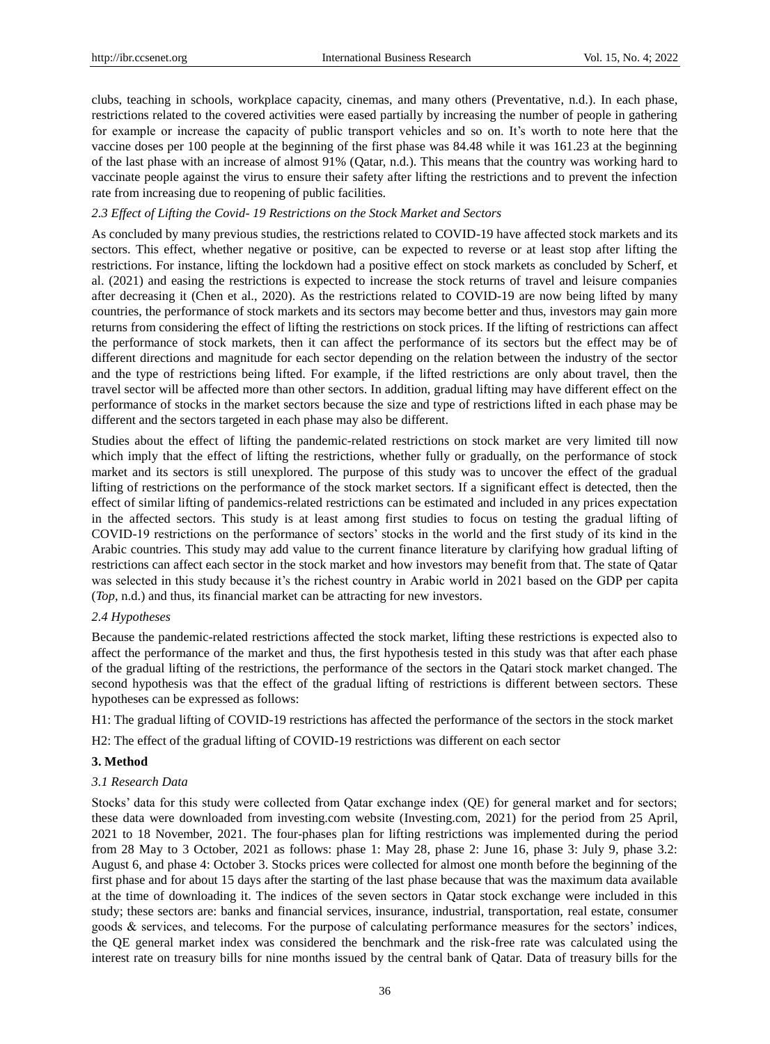clubs, teaching in schools, workplace capacity, cinemas, and many others (Preventative, n.d.). In each phase, restrictions related to the covered activities were eased partially by increasing the number of people in gathering for example or increase the capacity of public transport vehicles and so on. It's worth to note here that the vaccine doses per 100 people at the beginning of the first phase was 84.48 while it was 161.23 at the beginning of the last phase with an increase of almost 91% (Qatar, n.d.). This means that the country was working hard to vaccinate people against the virus to ensure their safety after lifting the restrictions and to prevent the infection rate from increasing due to reopening of public facilities.

### *2.3 Effect of Lifting the Covid- 19 Restrictions on the Stock Market and Sectors*

As concluded by many previous studies, the restrictions related to COVID-19 have affected stock markets and its sectors. This effect, whether negative or positive, can be expected to reverse or at least stop after lifting the restrictions. For instance, lifting the lockdown had a positive effect on stock markets as concluded by Scherf, et al. (2021) and easing the restrictions is expected to increase the stock returns of travel and leisure companies after decreasing it (Chen et al., 2020). As the restrictions related to COVID-19 are now being lifted by many countries, the performance of stock markets and its sectors may become better and thus, investors may gain more returns from considering the effect of lifting the restrictions on stock prices. If the lifting of restrictions can affect the performance of stock markets, then it can affect the performance of its sectors but the effect may be of different directions and magnitude for each sector depending on the relation between the industry of the sector and the type of restrictions being lifted. For example, if the lifted restrictions are only about travel, then the travel sector will be affected more than other sectors. In addition, gradual lifting may have different effect on the performance of stocks in the market sectors because the size and type of restrictions lifted in each phase may be different and the sectors targeted in each phase may also be different.

Studies about the effect of lifting the pandemic-related restrictions on stock market are very limited till now which imply that the effect of lifting the restrictions, whether fully or gradually, on the performance of stock market and its sectors is still unexplored. The purpose of this study was to uncover the effect of the gradual lifting of restrictions on the performance of the stock market sectors. If a significant effect is detected, then the effect of similar lifting of pandemics-related restrictions can be estimated and included in any prices expectation in the affected sectors. This study is at least among first studies to focus on testing the gradual lifting of COVID-19 restrictions on the performance of sectors' stocks in the world and the first study of its kind in the Arabic countries. This study may add value to the current finance literature by clarifying how gradual lifting of restrictions can affect each sector in the stock market and how investors may benefit from that. The state of Qatar was selected in this study because it's the richest country in Arabic world in 2021 based on the GDP per capita (*Top*, n.d.) and thus, its financial market can be attracting for new investors.

### *2.4 Hypotheses*

Because the pandemic-related restrictions affected the stock market, lifting these restrictions is expected also to affect the performance of the market and thus, the first hypothesis tested in this study was that after each phase of the gradual lifting of the restrictions, the performance of the sectors in the Qatari stock market changed. The second hypothesis was that the effect of the gradual lifting of restrictions is different between sectors. These hypotheses can be expressed as follows:

H1: The gradual lifting of COVID-19 restrictions has affected the performance of the sectors in the stock market

H2: The effect of the gradual lifting of COVID-19 restrictions was different on each sector

## 3. Method

### *3.1 Research Data*

Stocks' data for this study were collected from Qatar exchange index (QE) for general market and for sectors; these data were downloaded from investing.com website (Investing.com, 2021) for the period from 25 April, 2021 to 18 November, 2021. The four-phases plan for lifting restrictions was implemented during the period from 28 May to 3 October, 2021 as follows: phase 1: May 28, phase 2: June 16, phase 3: July 9, phase 3.2: August 6, and phase 4: October 3. Stocks prices were collected for almost one month before the beginning of the first phase and for about 15 days after the starting of the last phase because that was the maximum data available at the time of downloading it. The indices of the seven sectors in Qatar stock exchange were included in this study; these sectors are: banks and financial services, insurance, industrial, transportation, real estate, consumer goods & services, and telecoms. For the purpose of calculating performance measures for the sectors' indices, the QE general market index was considered the benchmark and the risk-free rate was calculated using the interest rate on treasury bills for nine months issued by the central bank of Qatar. Data of treasury bills for the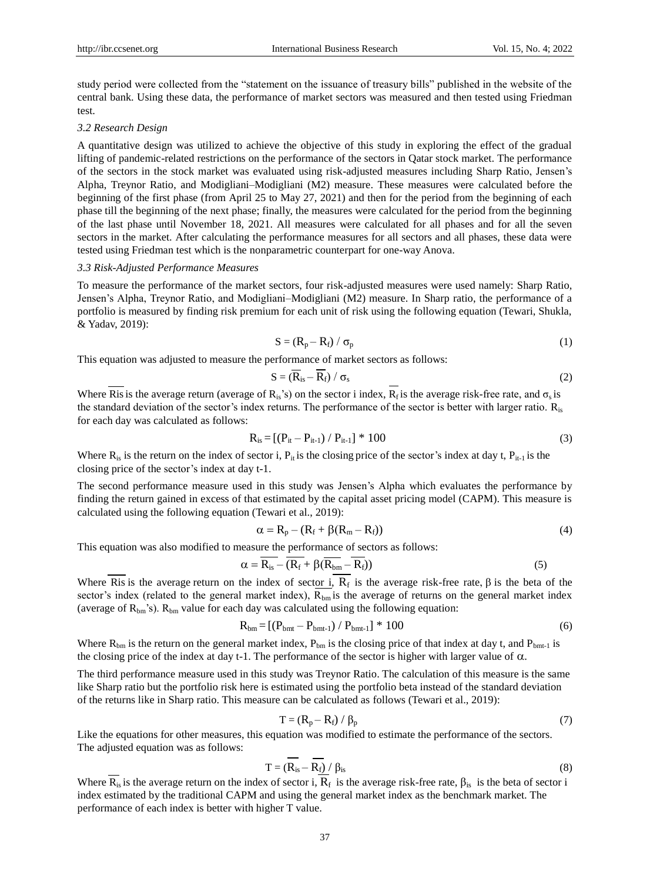study period were collected from the "statement on the issuance of treasury bills" published in the website of the central bank. Using these data, the performance of market sectors was measured and then tested using Friedman test.

### *3.2 Research Design*

A quantitative design was utilized to achieve the objective of this study in exploring the effect of the gradual lifting of pandemic-related restrictions on the performance of the sectors in Qatar stock market. The performance of the sectors in the stock market was evaluated using risk-adjusted measures including Sharp Ratio, Jensen's Alpha, Treynor Ratio, and Modigliani–Modigliani (M2) measure. These measures were calculated before the beginning of the first phase (from April 25 to May 27, 2021) and then for the period from the beginning of each phase till the beginning of the next phase; finally, the measures were calculated for the period from the beginning of the last phase until November 18, 2021. All measures were calculated for all phases and for all the seven sectors in the market. After calculating the performance measures for all sectors and all phases, these data were tested using Friedman test which is the nonparametric counterpart for one-way Anova.

### *3.3 Risk-Adjusted Performance Measures*

To measure the performance of the market sectors, four risk-adjusted measures were used namely: Sharp Ratio, Jensen's Alpha, Treynor Ratio, and Modigliani–Modigliani (M2) measure. In Sharp ratio, the performance of a portfolio is measured by finding risk premium for each unit of risk using the following equation (Tewari, Shukla, & Yadav, 2019):

$$S = (R_p - R_f) / \sigma_p \tag{1}$$

This equation was adjusted to measure the performance of market sectors as follows:

$$S = (\overline{R_{is}} - \overline{R_f}) / \sigma_s \tag{2}$$

Where $\overline{Ris}$ is the average return (average of $R_{is}$'s) on the sector i index, $\overline{R_f}$ is the average risk-free rate, and $\sigma_s$ is the standard deviation of the sector's index returns. The performance of the sector is better with larger ratio. $R_{is}$ for each day was calculated as follows:

$$R_{is} = [(P_{it} - P_{it-1}) / P_{it-1}] * 100 \tag{3}$$

Where $R_{is}$ is the return on the index of sector i, $P_{it}$ is the closing price of the sector's index at day t, $P_{it-1}$ is the closing price of the sector's index at day t-1.

The second performance measure used in this study was Jensen's Alpha which evaluates the performance by finding the return gained in excess of that estimated by the capital asset pricing model (CAPM). This measure is calculated using the following equation (Tewari et al., 2019):

$$\alpha = R_p - (R_f + \beta(R_m - R_f)) \tag{4}$$

This equation was also modified to measure the performance of sectors as follows:

$$\alpha = \overline{R_{is}} - (\overline{R_f} + \beta(\overline{R_{bm}} - \overline{R_f})) \tag{5}$$

Where $\overline{Ris}$ is the average return on the index of sector i, $\overline{R_f}$ is the average risk-free rate, $\beta$ is the beta of the sector's index (related to the general market index), $\overline{R_{bm}}$ is the average of returns on the general market index (average of $R_{bm}$'s). $R_{bm}$ value for each day was calculated using the following equation:

$$R_{bm} = [(P_{bmt} - P_{bmt-1}) / P_{bmt-1}] * 100 \tag{6}$$

Where $R_{bm}$ is the return on the general market index, $P_{bm}$ is the closing price of that index at day t, and $P_{bmt-1}$ is the closing price of the index at day t-1. The performance of the sector is higher with larger value of $\alpha$.

The third performance measure used in this study was Treynor Ratio. The calculation of this measure is the same like Sharp ratio but the portfolio risk here is estimated using the portfolio beta instead of the standard deviation of the returns like in Sharp ratio. This measure can be calculated as follows (Tewari et al., 2019):

$$T = (R_p - R_f) / \beta_p \tag{7}$$

Like the equations for other measures, this equation was modified to estimate the performance of the sectors. The adjusted equation was as follows:

$$T = (\overline{R_{is}} - \overline{R_f}) / \beta_{is} \tag{8}$$

Where $\overline{R_{is}}$ is the average return on the index of sector i, $\overline{R_f}$ is the average risk-free rate, $\beta_{is}$ is the beta of sector i index estimated by the traditional CAPM and using the general market index as the benchmark market. The performance of each index is better with higher T value.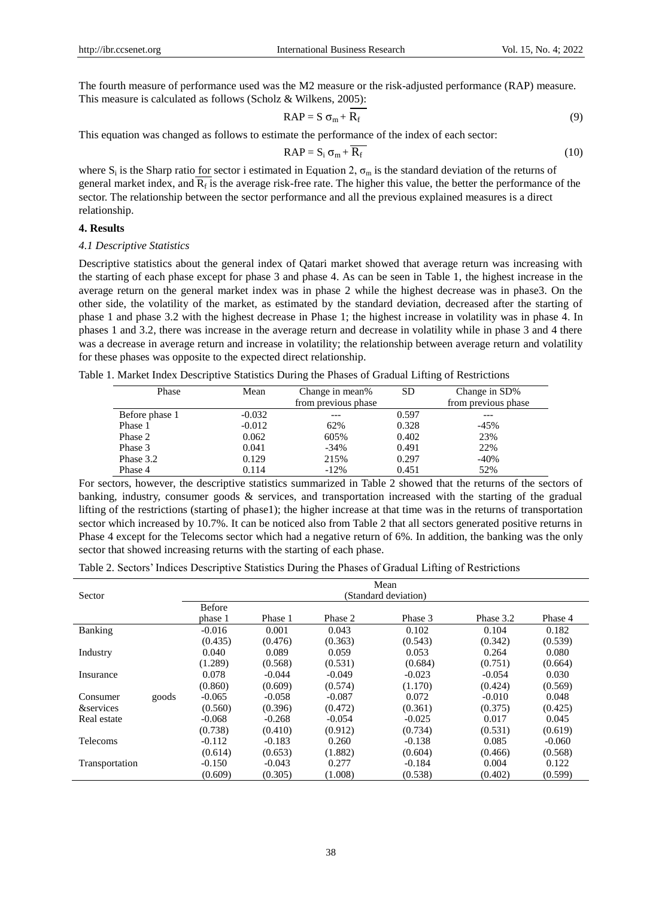The fourth measure of performance used was the M2 measure or the risk-adjusted performance (RAP) measure. This measure is calculated as follows (Scholz & Wilkens, 2005):

$$\text{RAP} = \text{S}\,\sigma_m + \overline{R_f} \tag{9}$$

This equation was changed as follows to estimate the performance of the index of each sector:

$$\text{RAP} = \text{S}_i\,\sigma_m + \overline{R_f} \tag{10}$$

where $S_i$ is the Sharp ratio for sector i estimated in Equation 2, $\sigma_m$ is the standard deviation of the returns of general market index, and $\overline{R_f}$ is the average risk-free rate. The higher this value, the better the performance of the sector. The relationship between the sector performance and all the previous explained measures is a direct relationship.

## 4. Results

### *4.1 Descriptive Statistics*

Descriptive statistics about the general index of Qatari market showed that average return was increasing with the starting of each phase except for phase 3 and phase 4. As can be seen in Table 1, the highest increase in the average return on the general market index was in phase 2 while the highest decrease was in phase3. On the other side, the volatility of the market, as estimated by the standard deviation, decreased after the starting of phase 1 and phase 3.2 with the highest decrease in Phase 1; the highest increase in volatility was in phase 4. In phases 1 and 3.2, there was increase in the average return and decrease in volatility while in phase 3 and 4 there was a decrease in average return and increase in volatility; the relationship between average return and volatility for these phases was opposite to the expected direct relationship.

Table 1. Market Index Descriptive Statistics During the Phases of Gradual Lifting of Restrictions

| Phase | Mean | Change in mean% from previous phase | SD | Change in SD% from previous phase |
|---|---|---|---|---|
| Before phase 1 | -0.032 | --- | 0.597 | --- |
| Phase 1 | -0.012 | 62% | 0.328 | -45% |
| Phase 2 | 0.062 | 605% | 0.402 | 23% |
| Phase 3 | 0.041 | -34% | 0.491 | 22% |
| Phase 3.2 | 0.129 | 215% | 0.297 | -40% |
| Phase 4 | 0.114 | -12% | 0.451 | 52% |

For sectors, however, the descriptive statistics summarized in Table 2 showed that the returns of the sectors of banking, industry, consumer goods & services, and transportation increased with the starting of the gradual lifting of the restrictions (starting of phase1); the higher increase at that time was in the returns of transportation sector which increased by 10.7%. It can be noticed also from Table 2 that all sectors generated positive returns in Phase 4 except for the Telecoms sector which had a negative return of 6%. In addition, the banking was the only sector that showed increasing returns with the starting of each phase.

Table 2. Sectors' Indices Descriptive Statistics During the Phases of Gradual Lifting of Restrictions

| Sector | Mean (Standard deviation) | | | | | |
|---|---|---|---|---|---|---|
| | Before phase 1 | Phase 1 | Phase 2 | Phase 3 | Phase 3.2 | Phase 4 |
| Banking | -0.016 | 0.001 | 0.043 | 0.102 | 0.104 | 0.182 |
| | (0.435) | (0.476) | (0.363) | (0.543) | (0.342) | (0.539) |
| Industry | 0.040 | 0.089 | 0.059 | 0.053 | 0.264 | 0.080 |
| | (1.289) | (0.568) | (0.531) | (0.684) | (0.751) | (0.664) |
| Insurance | 0.078 | -0.044 | -0.049 | -0.023 | -0.054 | 0.030 |
| | (0.860) | (0.609) | (0.574) | (1.170) | (0.424) | (0.569) |
| Consumer goods &services | -0.065 | -0.058 | -0.087 | 0.072 | -0.010 | 0.048 |
| | (0.560) | (0.396) | (0.472) | (0.361) | (0.375) | (0.425) |
| Real estate | -0.068 | -0.268 | -0.054 | -0.025 | 0.017 | 0.045 |
| | (0.738) | (0.410) | (0.912) | (0.734) | (0.531) | (0.619) |
| Telecoms | -0.112 | -0.183 | 0.260 | -0.138 | 0.085 | -0.060 |
| | (0.614) | (0.653) | (1.882) | (0.604) | (0.466) | (0.568) |
| Transportation | -0.150 | -0.043 | 0.277 | -0.184 | 0.004 | 0.122 |
| | (0.609) | (0.305) | (1.008) | (0.538) | (0.402) | (0.599) |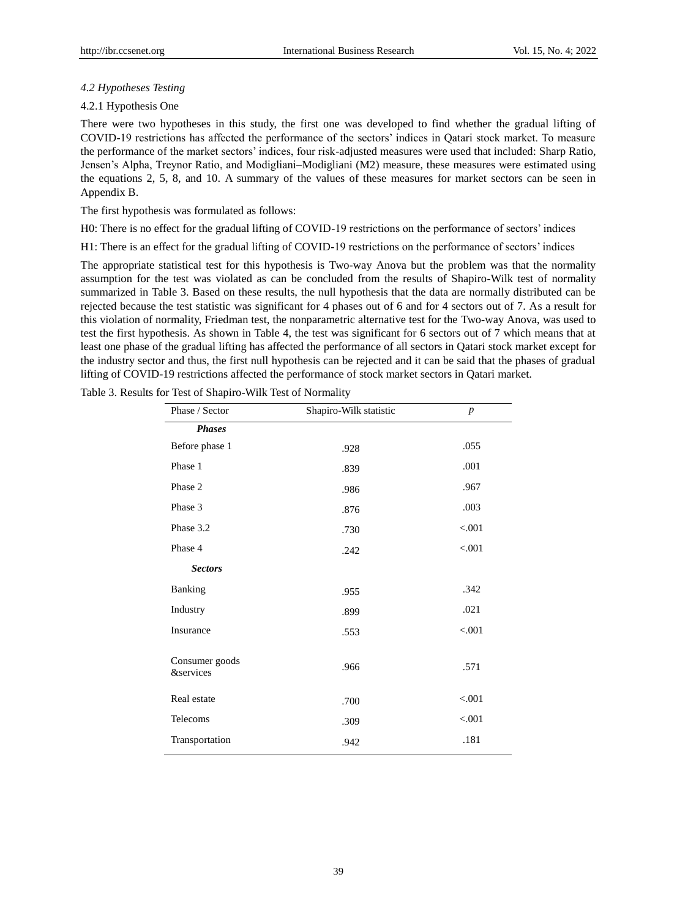### *4.2 Hypotheses Testing*

#### 4.2.1 Hypothesis One

There were two hypotheses in this study, the first one was developed to find whether the gradual lifting of COVID-19 restrictions has affected the performance of the sectors' indices in Qatari stock market. To measure the performance of the market sectors' indices, four risk-adjusted measures were used that included: Sharp Ratio, Jensen's Alpha, Treynor Ratio, and Modigliani–Modigliani (M2) measure, these measures were estimated using the equations 2, 5, 8, and 10. A summary of the values of these measures for market sectors can be seen in Appendix B.

The first hypothesis was formulated as follows:

H0: There is no effect for the gradual lifting of COVID-19 restrictions on the performance of sectors' indices

H1: There is an effect for the gradual lifting of COVID-19 restrictions on the performance of sectors' indices

The appropriate statistical test for this hypothesis is Two-way Anova but the problem was that the normality assumption for the test was violated as can be concluded from the results of Shapiro-Wilk test of normality summarized in Table 3. Based on these results, the null hypothesis that the data are normally distributed can be rejected because the test statistic was significant for 4 phases out of 6 and for 4 sectors out of 7. As a result for this violation of normality, Friedman test, the nonparametric alternative test for the Two-way Anova, was used to test the first hypothesis. As shown in Table 4, the test was significant for 6 sectors out of 7 which means that at least one phase of the gradual lifting has affected the performance of all sectors in Qatari stock market except for the industry sector and thus, the first null hypothesis can be rejected and it can be said that the phases of gradual lifting of COVID-19 restrictions affected the performance of stock market sectors in Qatari market.

Table 3. Results for Test of Shapiro-Wilk Test of Normality

| Phase / Sector | Shapiro-Wilk statistic | *p* |
|---|---|---|
| ***Phases*** | | |
| Before phase 1 | .928 | .055 |
| Phase 1 | .839 | .001 |
| Phase 2 | .986 | .967 |
| Phase 3 | .876 | .003 |
| Phase 3.2 | .730 | <.001 |
| Phase 4 | .242 | <.001 |
| ***Sectors*** | | |
| Banking | .955 | .342 |
| Industry | .899 | .021 |
| Insurance | .553 | <.001 |
| Consumer goods &services | .966 | .571 |
| Real estate | .700 | <.001 |
| Telecoms | .309 | <.001 |
| Transportation | .942 | .181 |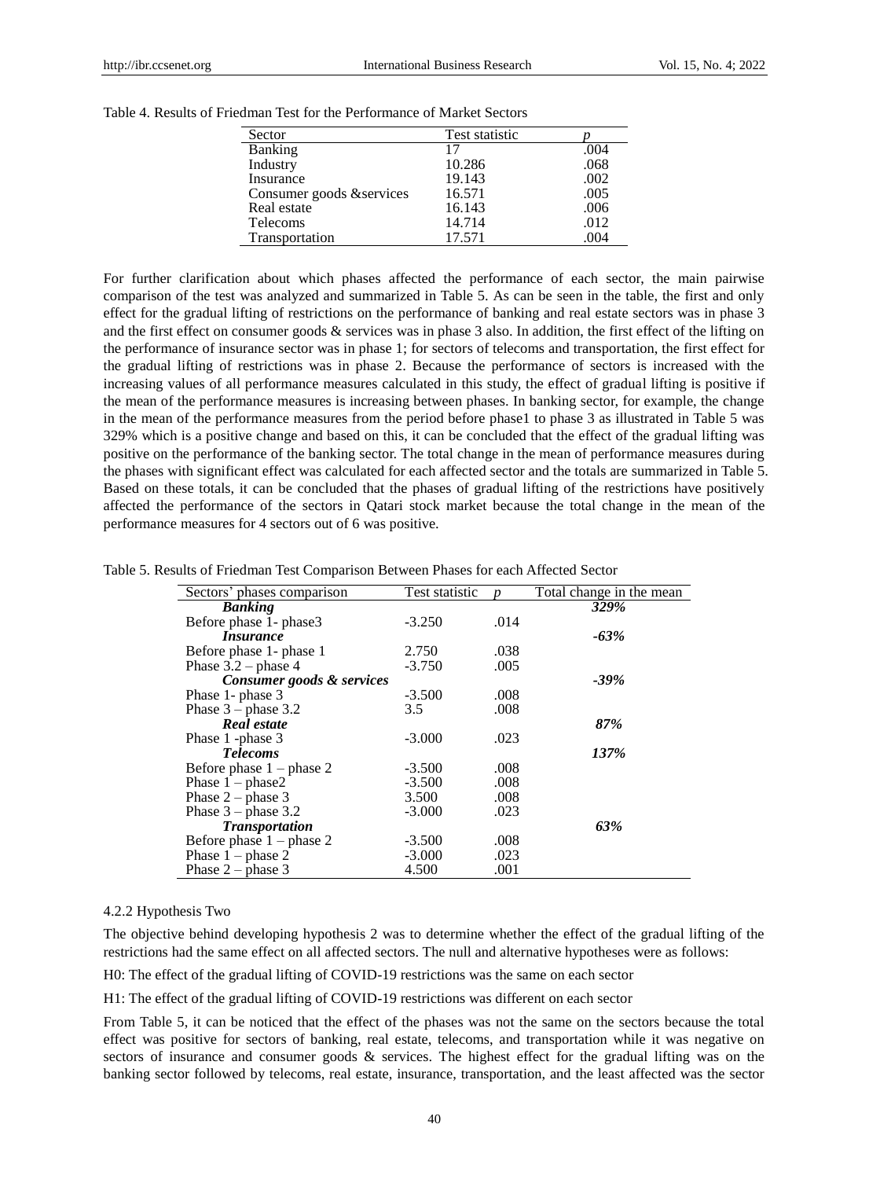Table 4. Results of Friedman Test for the Performance of Market Sectors

| Sector | Test statistic | *p* |
|---|---|---|
| Banking | 17 | .004 |
| Industry | 10.286 | .068 |
| Insurance | 19.143 | .002 |
| Consumer goods &services | 16.571 | .005 |
| Real estate | 16.143 | .006 |
| Telecoms | 14.714 | .012 |
| Transportation | 17.571 | .004 |

For further clarification about which phases affected the performance of each sector, the main pairwise comparison of the test was analyzed and summarized in Table 5. As can be seen in the table, the first and only effect for the gradual lifting of restrictions on the performance of banking and real estate sectors was in phase 3 and the first effect on consumer goods & services was in phase 3 also. In addition, the first effect of the lifting on the performance of insurance sector was in phase 1; for sectors of telecoms and transportation, the first effect for the gradual lifting of restrictions was in phase 2. Because the performance of sectors is increased with the increasing values of all performance measures calculated in this study, the effect of gradual lifting is positive if the mean of the performance measures is increasing between phases. In banking sector, for example, the change in the mean of the performance measures from the period before phase1 to phase 3 as illustrated in Table 5 was 329% which is a positive change and based on this, it can be concluded that the effect of the gradual lifting was positive on the performance of the banking sector. The total change in the mean of performance measures during the phases with significant effect was calculated for each affected sector and the totals are summarized in Table 5. Based on these totals, it can be concluded that the phases of gradual lifting of the restrictions have positively affected the performance of the sectors in Qatari stock market because the total change in the mean of the performance measures for 4 sectors out of 6 was positive.

Table 5. Results of Friedman Test Comparison Between Phases for each Affected Sector

| Sectors' phases comparison | Test statistic | *p* | Total change in the mean |
|---|---|---|---|
| ***Banking*** | | | ***329%*** |
| Before phase 1- phase3 | -3.250 | .014 | |
| ***Insurance*** | | | ***-63%*** |
| Before phase 1- phase 1 | 2.750 | .038 | |
| Phase 3.2 – phase 4 | -3.750 | .005 | |
| ***Consumer goods & services*** | | | ***-39%*** |
| Phase 1- phase 3 | -3.500 | .008 | |
| Phase 3 – phase 3.2 | 3.5 | .008 | |
| ***Real estate*** | | | ***87%*** |
| Phase 1 -phase 3 | -3.000 | .023 | |
| ***Telecoms*** | | | ***137%*** |
| Before phase 1 – phase 2 | -3.500 | .008 | |
| Phase 1 – phase2 | -3.500 | .008 | |
| Phase 2 – phase 3 | 3.500 | .008 | |
| Phase 3 – phase 3.2 | -3.000 | .023 | |
| ***Transportation*** | | | ***63%*** |
| Before phase 1 – phase 2 | -3.500 | .008 | |
| Phase 1 – phase 2 | -3.000 | .023 | |
| Phase 2 – phase 3 | 4.500 | .001 | |

#### 4.2.2 Hypothesis Two

The objective behind developing hypothesis 2 was to determine whether the effect of the gradual lifting of the restrictions had the same effect on all affected sectors. The null and alternative hypotheses were as follows:

H0: The effect of the gradual lifting of COVID-19 restrictions was the same on each sector

H1: The effect of the gradual lifting of COVID-19 restrictions was different on each sector

From Table 5, it can be noticed that the effect of the phases was not the same on the sectors because the total effect was positive for sectors of banking, real estate, telecoms, and transportation while it was negative on sectors of insurance and consumer goods & services. The highest effect for the gradual lifting was on the banking sector followed by telecoms, real estate, insurance, transportation, and the least affected was the sector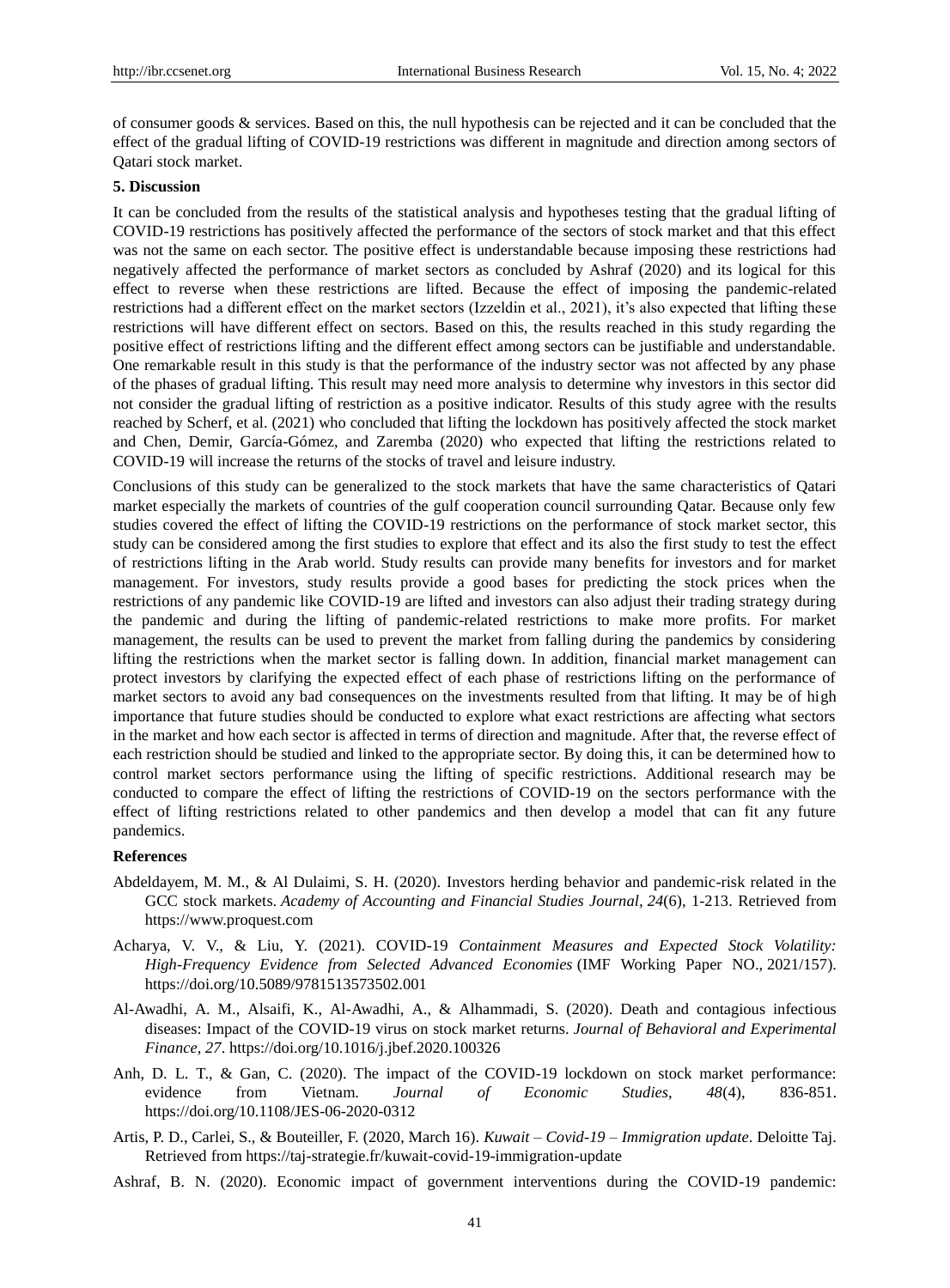of consumer goods & services. Based on this, the null hypothesis can be rejected and it can be concluded that the effect of the gradual lifting of COVID-19 restrictions was different in magnitude and direction among sectors of Qatari stock market.

## 5. Discussion

It can be concluded from the results of the statistical analysis and hypotheses testing that the gradual lifting of COVID-19 restrictions has positively affected the performance of the sectors of stock market and that this effect was not the same on each sector. The positive effect is understandable because imposing these restrictions had negatively affected the performance of market sectors as concluded by Ashraf (2020) and its logical for this effect to reverse when these restrictions are lifted. Because the effect of imposing the pandemic-related restrictions had a different effect on the market sectors (Izzeldin et al., 2021), it's also expected that lifting these restrictions will have different effect on sectors. Based on this, the results reached in this study regarding the positive effect of restrictions lifting and the different effect among sectors can be justifiable and understandable. One remarkable result in this study is that the performance of the industry sector was not affected by any phase of the phases of gradual lifting. This result may need more analysis to determine why investors in this sector did not consider the gradual lifting of restriction as a positive indicator. Results of this study agree with the results reached by Scherf, et al. (2021) who concluded that lifting the lockdown has positively affected the stock market and Chen, Demir, García-Gómez, and Zaremba (2020) who expected that lifting the restrictions related to COVID-19 will increase the returns of the stocks of travel and leisure industry.

Conclusions of this study can be generalized to the stock markets that have the same characteristics of Qatari market especially the markets of countries of the gulf cooperation council surrounding Qatar. Because only few studies covered the effect of lifting the COVID-19 restrictions on the performance of stock market sector, this study can be considered among the first studies to explore that effect and its also the first study to test the effect of restrictions lifting in the Arab world. Study results can provide many benefits for investors and for market management. For investors, study results provide a good bases for predicting the stock prices when the restrictions of any pandemic like COVID-19 are lifted and investors can also adjust their trading strategy during the pandemic and during the lifting of pandemic-related restrictions to make more profits. For market management, the results can be used to prevent the market from falling during the pandemics by considering lifting the restrictions when the market sector is falling down. In addition, financial market management can protect investors by clarifying the expected effect of each phase of restrictions lifting on the performance of market sectors to avoid any bad consequences on the investments resulted from that lifting. It may be of high importance that future studies should be conducted to explore what exact restrictions are affecting what sectors in the market and how each sector is affected in terms of direction and magnitude. After that, the reverse effect of each restriction should be studied and linked to the appropriate sector. By doing this, it can be determined how to control market sectors performance using the lifting of specific restrictions. Additional research may be conducted to compare the effect of lifting the restrictions of COVID-19 on the sectors performance with the effect of lifting restrictions related to other pandemics and then develop a model that can fit any future pandemics.

## References

Abdeldayem, M. M., & Al Dulaimi, S. H. (2020). Investors herding behavior and pandemic-risk related in the GCC stock markets. *Academy of Accounting and Financial Studies Journal, 24*(6), 1-213. Retrieved from https://www.proquest.com

Acharya, V. V., & Liu, Y. (2021). COVID-19 *Containment Measures and Expected Stock Volatility: High-Frequency Evidence from Selected Advanced Economies* (IMF Working Paper NO., 2021/157). https://doi.org/10.5089/9781513573502.001

Al-Awadhi, A. M., Alsaifi, K., Al-Awadhi, A., & Alhammadi, S. (2020). Death and contagious infectious diseases: Impact of the COVID-19 virus on stock market returns. *Journal of Behavioral and Experimental Finance, 27*. https://doi.org/10.1016/j.jbef.2020.100326

Anh, D. L. T., & Gan, C. (2020). The impact of the COVID-19 lockdown on stock market performance: evidence from Vietnam. *Journal of Economic Studies, 48*(4), 836-851. https://doi.org/10.1108/JES-06-2020-0312

Artis, P. D., Carlei, S., & Bouteiller, F. (2020, March 16). *Kuwait – Covid-19 – Immigration update*. Deloitte Taj. Retrieved from https://taj-strategie.fr/kuwait-covid-19-immigration-update

Ashraf, B. N. (2020). Economic impact of government interventions during the COVID-19 pandemic: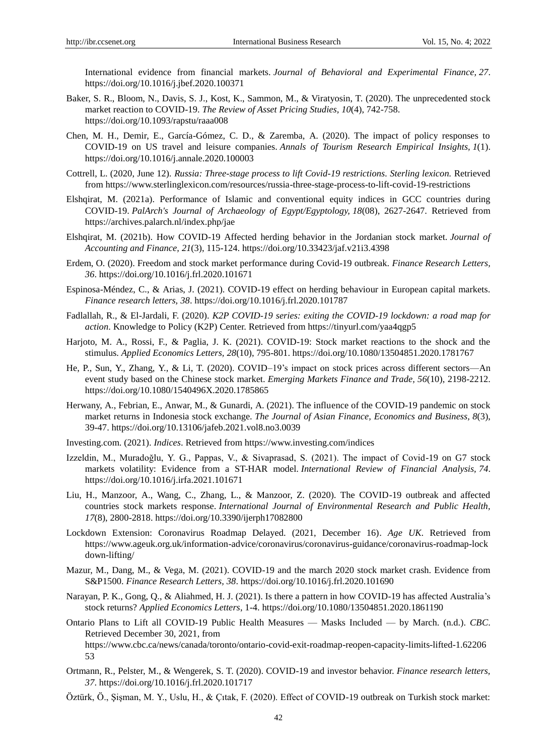International evidence from financial markets. *Journal of Behavioral and Experimental Finance, 27*. https://doi.org/10.1016/j.jbef.2020.100371

Baker, S. R., Bloom, N., Davis, S. J., Kost, K., Sammon, M., & Viratyosin, T. (2020). The unprecedented stock market reaction to COVID-19. *The Review of Asset Pricing Studies, 10*(4), 742-758. https://doi.org/10.1093/rapstu/raaa008

Chen, M. H., Demir, E., García-Gómez, C. D., & Zaremba, A. (2020). The impact of policy responses to COVID-19 on US travel and leisure companies. *Annals of Tourism Research Empirical Insights, 1*(1). https://doi.org/10.1016/j.annale.2020.100003

Cottrell, L. (2020, June 12). *Russia: Three-stage process to lift Covid-19 restrictions*. *Sterling lexicon.* Retrieved from https://www.sterlinglexicon.com/resources/russia-three-stage-process-to-lift-covid-19-restrictions

Elshqirat, M. (2021a). Performance of Islamic and conventional equity indices in GCC countries during COVID-19. *PalArch's Journal of Archaeology of Egypt/Egyptology, 18*(08), 2627-2647. Retrieved from https://archives.palarch.nl/index.php/jae

Elshqirat, M. (2021b). How COVID-19 Affected herding behavior in the Jordanian stock market. *Journal of Accounting and Finance, 21*(3), 115-124. https://doi.org/10.33423/jaf.v21i3.4398

Erdem, O. (2020). Freedom and stock market performance during Covid-19 outbreak. *Finance Research Letters, 36*. https://doi.org/10.1016/j.frl.2020.101671

Espinosa-Méndez, C., & Arias, J. (2021). COVID-19 effect on herding behaviour in European capital markets. *Finance research letters, 38*. https://doi.org/10.1016/j.frl.2020.101787

Fadlallah, R., & El-Jardali, F. (2020). *K2P COVID-19 series: exiting the COVID-19 lockdown: a road map for action*. Knowledge to Policy (K2P) Center. Retrieved from https://tinyurl.com/yaa4qgp5

Harjoto, M. A., Rossi, F., & Paglia, J. K. (2021). COVID-19: Stock market reactions to the shock and the stimulus. *Applied Economics Letters, 28*(10), 795-801. https://doi.org/10.1080/13504851.2020.1781767

He, P., Sun, Y., Zhang, Y., & Li, T. (2020). COVID–19's impact on stock prices across different sectors—An event study based on the Chinese stock market. *Emerging Markets Finance and Trade, 56*(10), 2198-2212. https://doi.org/10.1080/1540496X.2020.1785865

Herwany, A., Febrian, E., Anwar, M., & Gunardi, A. (2021). The influence of the COVID-19 pandemic on stock market returns in Indonesia stock exchange. *The Journal of Asian Finance, Economics and Business, 8*(3), 39-47. https://doi.org/10.13106/jafeb.2021.vol8.no3.0039

Investing.com. (2021). *Indices*. Retrieved from https://www.investing.com/indices

Izzeldin, M., Muradoğlu, Y. G., Pappas, V., & Sivaprasad, S. (2021). The impact of Covid-19 on G7 stock markets volatility: Evidence from a ST-HAR model. *International Review of Financial Analysis, 74*. https://doi.org/10.1016/j.irfa.2021.101671

Liu, H., Manzoor, A., Wang, C., Zhang, L., & Manzoor, Z. (2020). The COVID-19 outbreak and affected countries stock markets response. *International Journal of Environmental Research and Public Health, 17*(8), 2800-2818. https://doi.org/10.3390/ijerph17082800

Lockdown Extension: Coronavirus Roadmap Delayed. (2021, December 16). *Age UK*. Retrieved from https://www.ageuk.org.uk/information-advice/coronavirus/coronavirus-guidance/coronavirus-roadmap-lockdown-lifting/

Mazur, M., Dang, M., & Vega, M. (2021). COVID-19 and the march 2020 stock market crash. Evidence from S&P1500. *Finance Research Letters, 38*. https://doi.org/10.1016/j.frl.2020.101690

Narayan, P. K., Gong, Q., & Aliahmed, H. J. (2021). Is there a pattern in how COVID-19 has affected Australia's stock returns? *Applied Economics Letters*, 1-4. https://doi.org/10.1080/13504851.2020.1861190

Ontario Plans to Lift all COVID-19 Public Health Measures — Masks Included — by March. (n.d.). *CBC*. Retrieved December 30, 2021, from https://www.cbc.ca/news/canada/toronto/ontario-covid-exit-roadmap-reopen-capacity-limits-lifted-1.6220653

Ortmann, R., Pelster, M., & Wengerek, S. T. (2020). COVID-19 and investor behavior. *Finance research letters, 37*. https://doi.org/10.1016/j.frl.2020.101717

Öztürk, Ö., Şişman, M. Y., Uslu, H., & Çıtak, F. (2020). Effect of COVID-19 outbreak on Turkish stock market: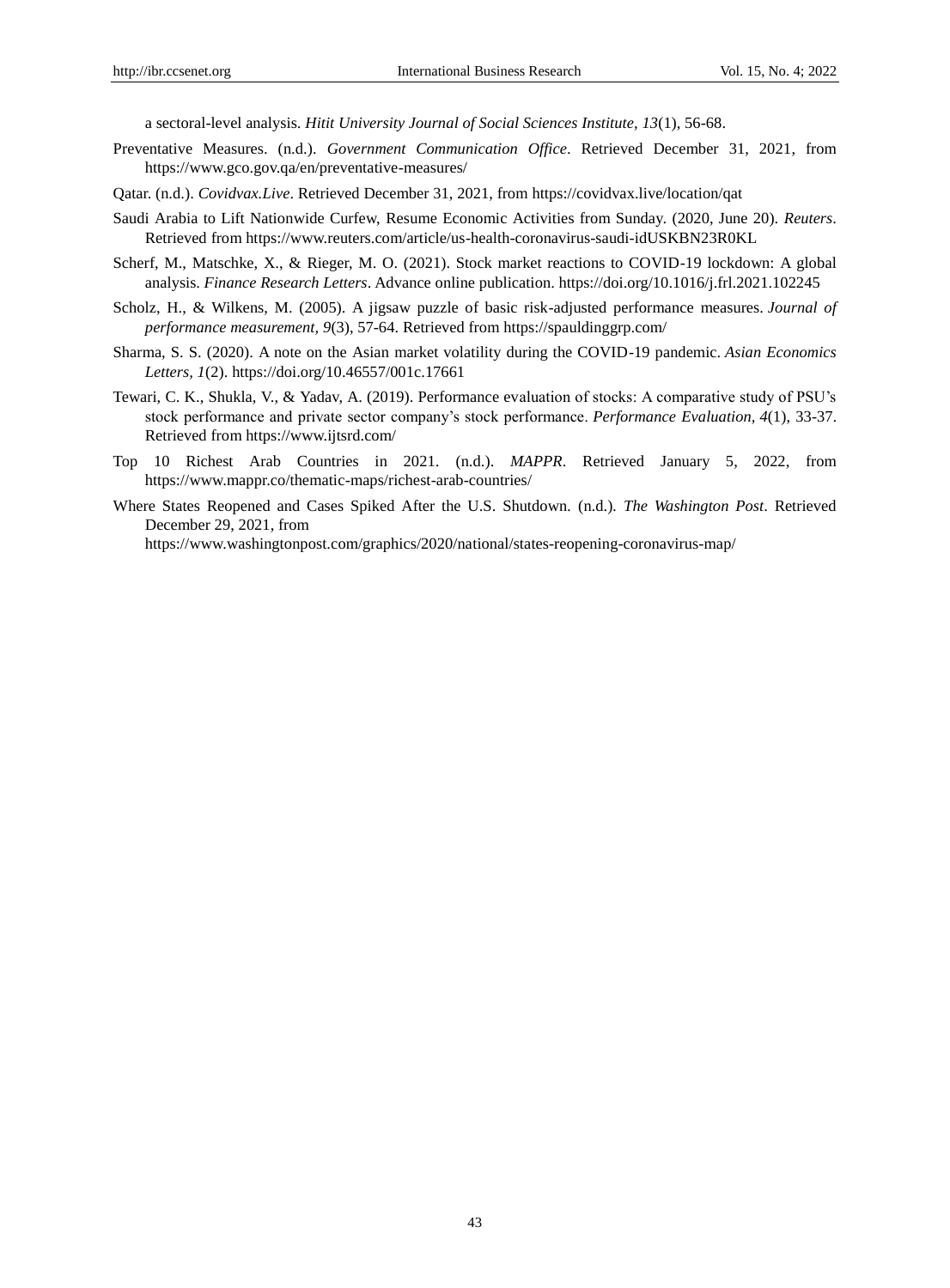a sectoral-level analysis. *Hitit University Journal of Social Sciences Institute, 13*(1), 56-68.

Preventative Measures. (n.d.). *Government Communication Office*. Retrieved December 31, 2021, from https://www.gco.gov.qa/en/preventative-measures/

Qatar. (n.d.). *Covidvax.Live*. Retrieved December 31, 2021, from https://covidvax.live/location/qat

Saudi Arabia to Lift Nationwide Curfew, Resume Economic Activities from Sunday. (2020, June 20). *Reuters*. Retrieved from https://www.reuters.com/article/us-health-coronavirus-saudi-idUSKBN23R0KL

Scherf, M., Matschke, X., & Rieger, M. O. (2021). Stock market reactions to COVID-19 lockdown: A global analysis. *Finance Research Letters*. Advance online publication. https://doi.org/10.1016/j.frl.2021.102245

Scholz, H., & Wilkens, M. (2005). A jigsaw puzzle of basic risk-adjusted performance measures. *Journal of performance measurement, 9*(3), 57-64. Retrieved from https://spauldinggrp.com/

Sharma, S. S. (2020). A note on the Asian market volatility during the COVID-19 pandemic. *Asian Economics Letters, 1*(2). https://doi.org/10.46557/001c.17661

Tewari, C. K., Shukla, V., & Yadav, A. (2019). Performance evaluation of stocks: A comparative study of PSU's stock performance and private sector company's stock performance. *Performance Evaluation, 4*(1), 33-37. Retrieved from https://www.ijtsrd.com/

Top 10 Richest Arab Countries in 2021. (n.d.). *MAPPR*. Retrieved January 5, 2022, from https://www.mappr.co/thematic-maps/richest-arab-countries/

Where States Reopened and Cases Spiked After the U.S. Shutdown. (n.d.). *The Washington Post*. Retrieved December 29, 2021, from https://www.washingtonpost.com/graphics/2020/national/states-reopening-coronavirus-map/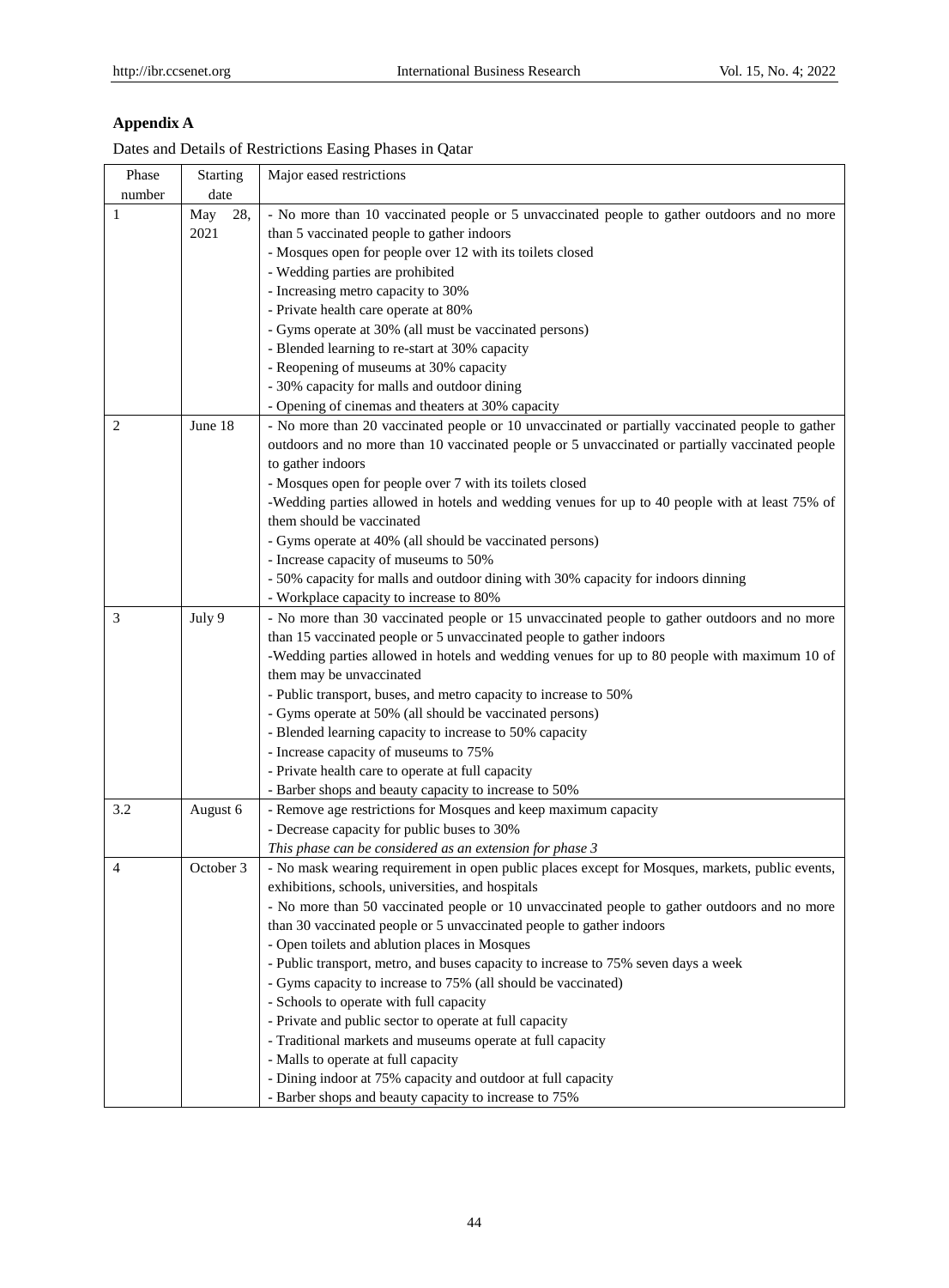## Appendix A

Dates and Details of Restrictions Easing Phases in Qatar

| Phase number | Starting date | Major eased restrictions |
|---|---|---|
| 1 | May 28, 2021 | - No more than 10 vaccinated people or 5 unvaccinated people to gather outdoors and no more than 5 vaccinated people to gather indoors<br>- Mosques open for people over 12 with its toilets closed<br>- Wedding parties are prohibited<br>- Increasing metro capacity to 30%<br>- Private health care operate at 80%<br>- Gyms operate at 30% (all must be vaccinated persons)<br>- Blended learning to re-start at 30% capacity<br>- Reopening of museums at 30% capacity<br>- 30% capacity for malls and outdoor dining<br>- Opening of cinemas and theaters at 30% capacity |
| 2 | June 18 | - No more than 20 vaccinated people or 10 unvaccinated or partially vaccinated people to gather outdoors and no more than 10 vaccinated people or 5 unvaccinated or partially vaccinated people to gather indoors<br>- Mosques open for people over 7 with its toilets closed<br>-Wedding parties allowed in hotels and wedding venues for up to 40 people with at least 75% of them should be vaccinated<br>- Gyms operate at 40% (all should be vaccinated persons)<br>- Increase capacity of museums to 50%<br>- 50% capacity for malls and outdoor dining with 30% capacity for indoors dinning<br>- Workplace capacity to increase to 80% |
| 3 | July 9 | - No more than 30 vaccinated people or 15 unvaccinated people to gather outdoors and no more than 15 vaccinated people or 5 unvaccinated people to gather indoors<br>-Wedding parties allowed in hotels and wedding venues for up to 80 people with maximum 10 of them may be unvaccinated<br>- Public transport, buses, and metro capacity to increase to 50%<br>- Gyms operate at 50% (all should be vaccinated persons)<br>- Blended learning capacity to increase to 50% capacity<br>- Increase capacity of museums to 75%<br>- Private health care to operate at full capacity<br>- Barber shops and beauty capacity to increase to 50% |
| 3.2 | August 6 | - Remove age restrictions for Mosques and keep maximum capacity<br>- Decrease capacity for public buses to 30%<br>*This phase can be considered as an extension for phase 3* |
| 4 | October 3 | - No mask wearing requirement in open public places except for Mosques, markets, public events, exhibitions, schools, universities, and hospitals<br>- No more than 50 vaccinated people or 10 unvaccinated people to gather outdoors and no more than 30 vaccinated people or 5 unvaccinated people to gather indoors<br>- Open toilets and ablution places in Mosques<br>- Public transport, metro, and buses capacity to increase to 75% seven days a week<br>- Gyms capacity to increase to 75% (all should be vaccinated)<br>- Schools to operate with full capacity<br>- Private and public sector to operate at full capacity<br>- Traditional markets and museums operate at full capacity<br>- Malls to operate at full capacity<br>- Dining indoor at 75% capacity and outdoor at full capacity<br>- Barber shops and beauty capacity to increase to 75% |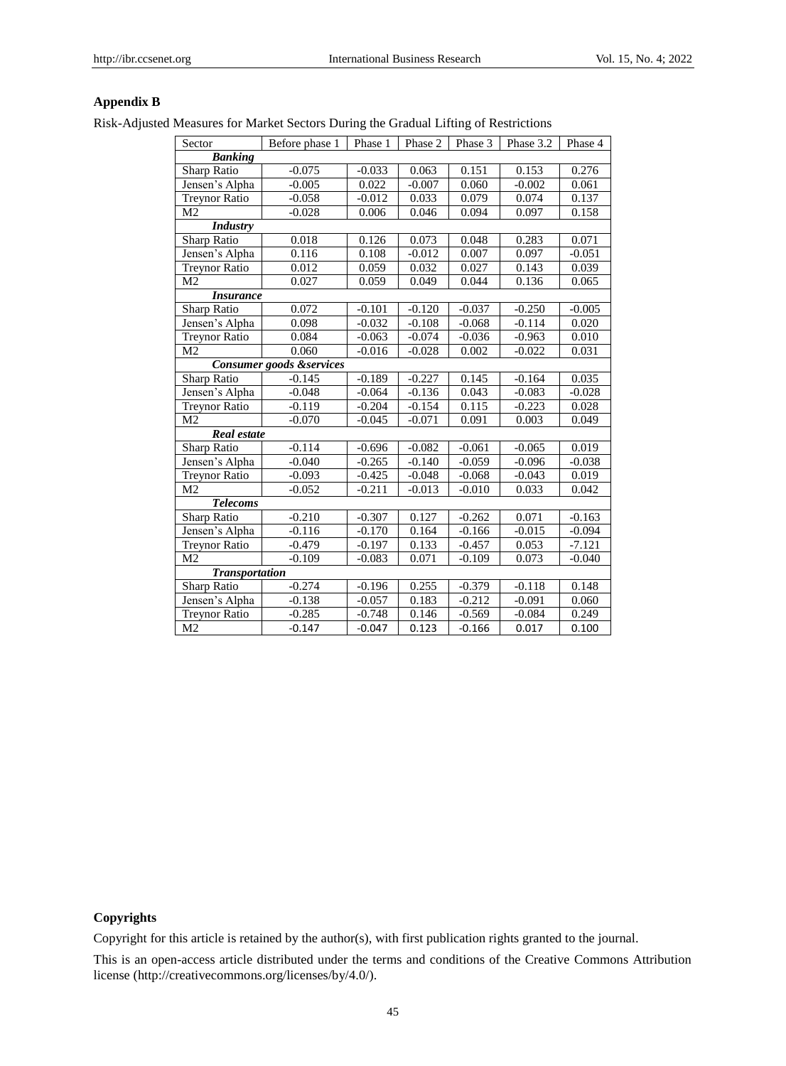## Appendix B

Risk-Adjusted Measures for Market Sectors During the Gradual Lifting of Restrictions

| Sector | Before phase 1 | Phase 1 | Phase 2 | Phase 3 | Phase 3.2 | Phase 4 |
|---|---|---|---|---|---|---|
| ***Banking*** | | | | | | |
| Sharp Ratio | -0.075 | -0.033 | 0.063 | 0.151 | 0.153 | 0.276 |
| Jensen's Alpha | -0.005 | 0.022 | -0.007 | 0.060 | -0.002 | 0.061 |
| Treynor Ratio | -0.058 | -0.012 | 0.033 | 0.079 | 0.074 | 0.137 |
| M2 | -0.028 | 0.006 | 0.046 | 0.094 | 0.097 | 0.158 |
| ***Industry*** | | | | | | |
| Sharp Ratio | 0.018 | 0.126 | 0.073 | 0.048 | 0.283 | 0.071 |
| Jensen's Alpha | 0.116 | 0.108 | -0.012 | 0.007 | 0.097 | -0.051 |
| Treynor Ratio | 0.012 | 0.059 | 0.032 | 0.027 | 0.143 | 0.039 |
| M2 | 0.027 | 0.059 | 0.049 | 0.044 | 0.136 | 0.065 |
| ***Insurance*** | | | | | | |
| Sharp Ratio | 0.072 | -0.101 | -0.120 | -0.037 | -0.250 | -0.005 |
| Jensen's Alpha | 0.098 | -0.032 | -0.108 | -0.068 | -0.114 | 0.020 |
| Treynor Ratio | 0.084 | -0.063 | -0.074 | -0.036 | -0.963 | 0.010 |
| M2 | 0.060 | -0.016 | -0.028 | 0.002 | -0.022 | 0.031 |
| ***Consumer goods &services*** | | | | | | |
| Sharp Ratio | -0.145 | -0.189 | -0.227 | 0.145 | -0.164 | 0.035 |
| Jensen's Alpha | -0.048 | -0.064 | -0.136 | 0.043 | -0.083 | -0.028 |
| Treynor Ratio | -0.119 | -0.204 | -0.154 | 0.115 | -0.223 | 0.028 |
| M2 | -0.070 | -0.045 | -0.071 | 0.091 | 0.003 | 0.049 |
| ***Real estate*** | | | | | | |
| Sharp Ratio | -0.114 | -0.696 | -0.082 | -0.061 | -0.065 | 0.019 |
| Jensen's Alpha | -0.040 | -0.265 | -0.140 | -0.059 | -0.096 | -0.038 |
| Treynor Ratio | -0.093 | -0.425 | -0.048 | -0.068 | -0.043 | 0.019 |
| M2 | -0.052 | -0.211 | -0.013 | -0.010 | 0.033 | 0.042 |
| ***Telecoms*** | | | | | | |
| Sharp Ratio | -0.210 | -0.307 | 0.127 | -0.262 | 0.071 | -0.163 |
| Jensen's Alpha | -0.116 | -0.170 | 0.164 | -0.166 | -0.015 | -0.094 |
| Treynor Ratio | -0.479 | -0.197 | 0.133 | -0.457 | 0.053 | -7.121 |
| M2 | -0.109 | -0.083 | 0.071 | -0.109 | 0.073 | -0.040 |
| ***Transportation*** | | | | | | |
| Sharp Ratio | -0.274 | -0.196 | 0.255 | -0.379 | -0.118 | 0.148 |
| Jensen's Alpha | -0.138 | -0.057 | 0.183 | -0.212 | -0.091 | 0.060 |
| Treynor Ratio | -0.285 | -0.748 | 0.146 | -0.569 | -0.084 | 0.249 |
| M2 | -0.147 | -0.047 | 0.123 | -0.166 | 0.017 | 0.100 |

## Copyrights

Copyright for this article is retained by the author(s), with first publication rights granted to the journal.

This is an open-access article distributed under the terms and conditions of the Creative Commons Attribution license (http://creativecommons.org/licenses/by/4.0/).